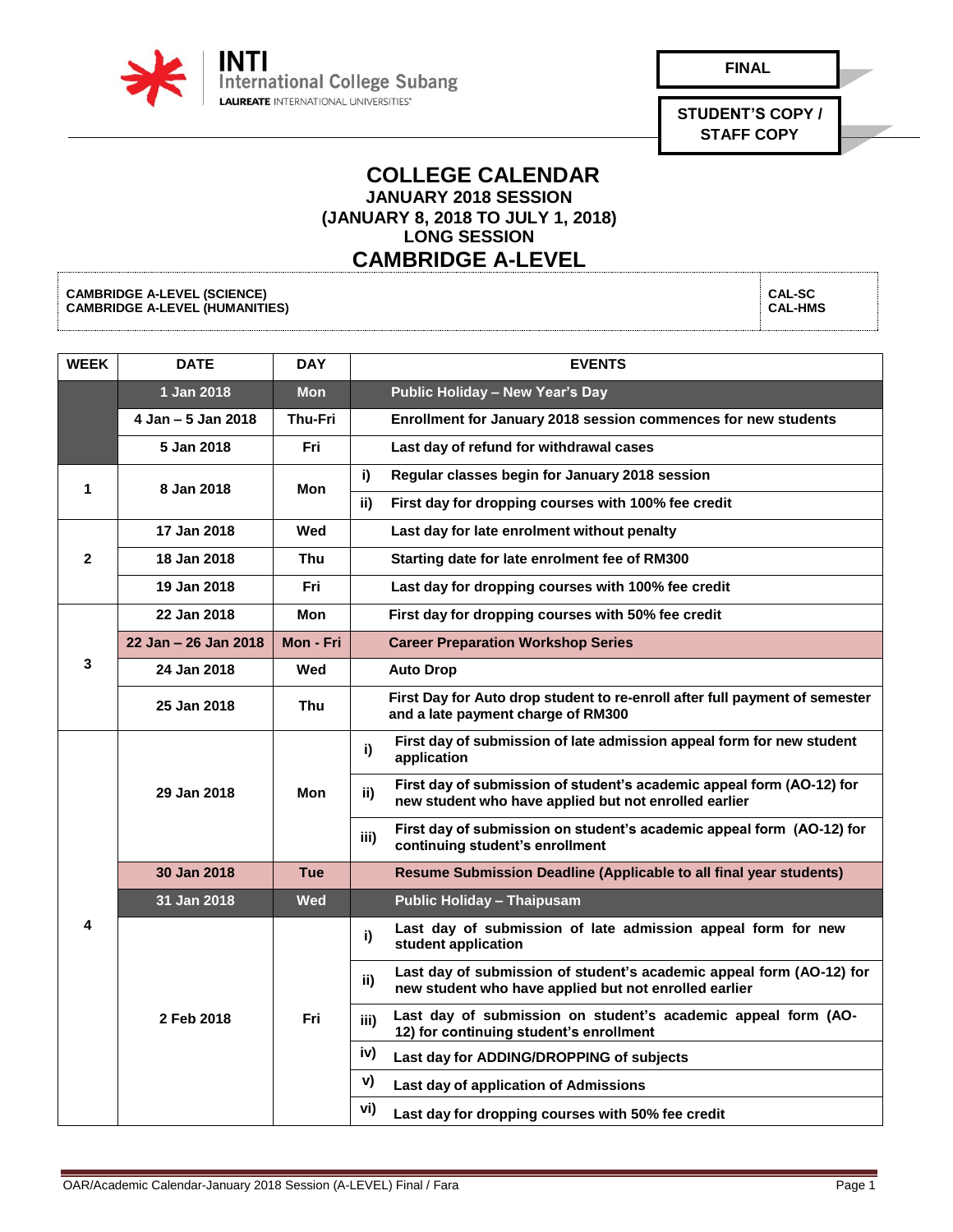INTI International College Subang
LAUREATE INTERNATIONAL UNIVERSITIES

**FINAL**

**STUDENT'S COPY / STAFF COPY**

# COLLEGE CALENDAR
## JANUARY 2018 SESSION
## (JANUARY 8, 2018 TO JULY 1, 2018)
## LONG SESSION
# CAMBRIDGE A-LEVEL

| | |
|---|---|
| **CAMBRIDGE A-LEVEL (SCIENCE)** | **CAL-SC** |
| **CAMBRIDGE A-LEVEL (HUMANITIES)** | **CAL-HMS** |

| WEEK | DATE | DAY | | EVENTS |
|---|---|---|---|---|
| | 1 Jan 2018 | Mon | | Public Holiday – New Year's Day |
| | 4 Jan – 5 Jan 2018 | Thu-Fri | | Enrollment for January 2018 session commences for new students |
| | 5 Jan 2018 | Fri | | Last day of refund for withdrawal cases |
| 1 | 8 Jan 2018 | Mon | i) | Regular classes begin for January 2018 session |
| | | | ii) | First day for dropping courses with 100% fee credit |
| 2 | 17 Jan 2018 | Wed | | Last day for late enrolment without penalty |
| | 18 Jan 2018 | Thu | | Starting date for late enrolment fee of RM300 |
| | 19 Jan 2018 | Fri | | Last day for dropping courses with 100% fee credit |
| 3 | 22 Jan 2018 | Mon | | First day for dropping courses with 50% fee credit |
| | 22 Jan – 26 Jan 2018 | Mon - Fri | | Career Preparation Workshop Series |
| | 24 Jan 2018 | Wed | | Auto Drop |
| | 25 Jan 2018 | Thu | | First Day for Auto drop student to re-enroll after full payment of semester and a late payment charge of RM300 |
| 4 | 29 Jan 2018 | Mon | i) | First day of submission of late admission appeal form for new student application |
| | | | ii) | First day of submission of student's academic appeal form (AO-12) for new student who have applied but not enrolled earlier |
| | | | iii) | First day of submission on student's academic appeal form (AO-12) for continuing student's enrollment |
| | 30 Jan 2018 | Tue | | Resume Submission Deadline (Applicable to all final year students) |
| | 31 Jan 2018 | Wed | | Public Holiday – Thaipusam |
| | 2 Feb 2018 | Fri | i) | Last day of submission of late admission appeal form for new student application |
| | | | ii) | Last day of submission of student's academic appeal form (AO-12) for new student who have applied but not enrolled earlier |
| | | | iii) | Last day of submission on student's academic appeal form (AO-12) for continuing student's enrollment |
| | | | iv) | Last day for ADDING/DROPPING of subjects |
| | | | v) | Last day of application of Admissions |
| | | | vi) | Last day for dropping courses with 50% fee credit |

OAR/Academic Calendar-January 2018 Session (A-LEVEL) Final / Fara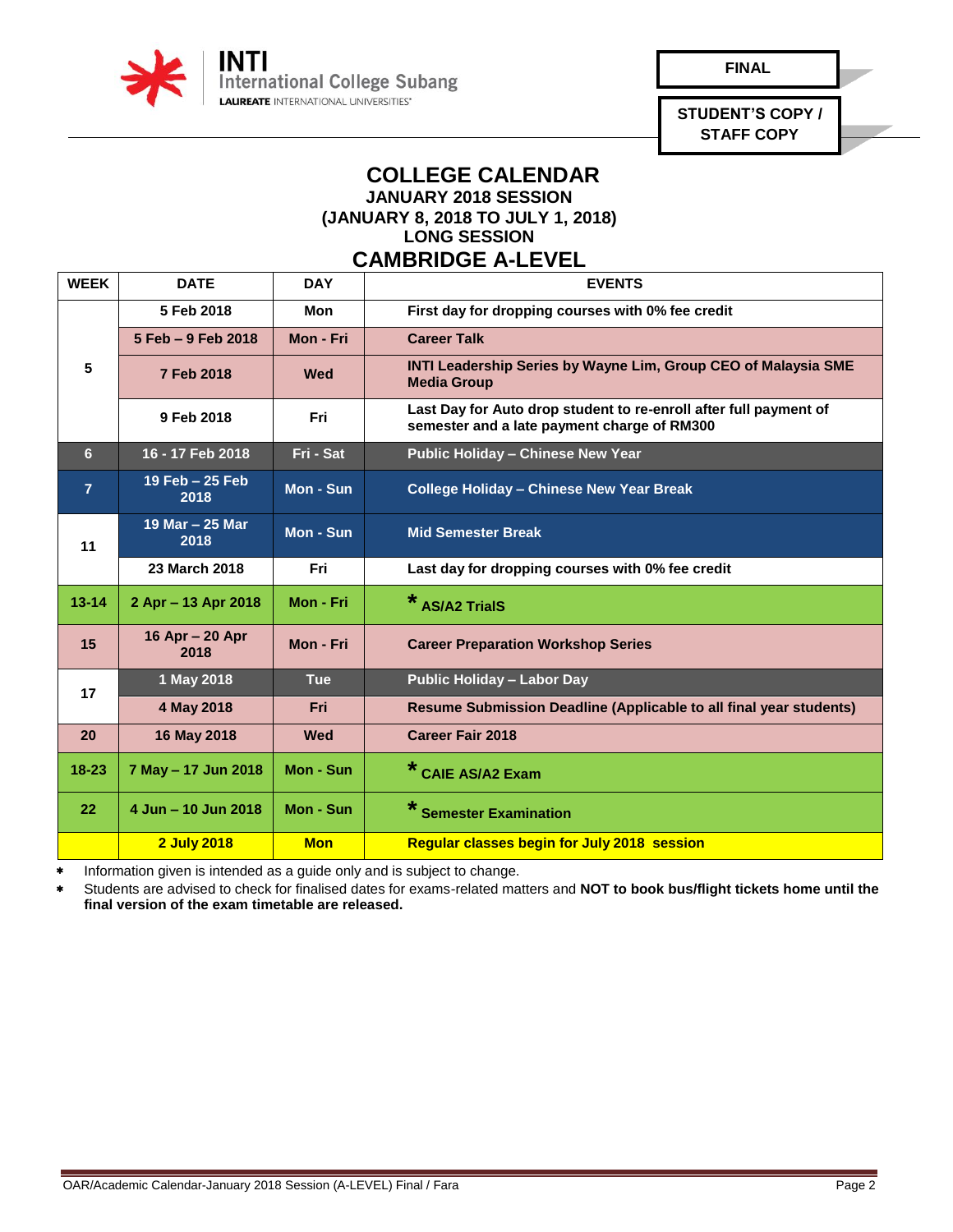FINAL

STUDENT'S COPY / STAFF COPY

# COLLEGE CALENDAR

## JANUARY 2018 SESSION
## (JANUARY 8, 2018 TO JULY 1, 2018)
## LONG SESSION
## CAMBRIDGE A-LEVEL

| WEEK | DATE | DAY | EVENTS |
|---|---|---|---|
| 5 | 5 Feb 2018 | Mon | First day for dropping courses with 0% fee credit |
| | 5 Feb – 9 Feb 2018 | Mon - Fri | Career Talk |
| | 7 Feb 2018 | Wed | INTI Leadership Series by Wayne Lim, Group CEO of Malaysia SME Media Group |
| | 9 Feb 2018 | Fri | Last Day for Auto drop student to re-enroll after full payment of semester and a late payment charge of RM300 |
| 6 | 16 - 17 Feb 2018 | Fri - Sat | Public Holiday – Chinese New Year |
| 7 | 19 Feb – 25 Feb 2018 | Mon - Sun | College Holiday – Chinese New Year Break |
| 11 | 19 Mar – 25 Mar 2018 | Mon - Sun | Mid Semester Break |
| | 23 March 2018 | Fri | Last day for dropping courses with 0% fee credit |
| 13-14 | 2 Apr – 13 Apr 2018 | Mon - Fri | * AS/A2 TrialS |
| 15 | 16 Apr – 20 Apr 2018 | Mon - Fri | Career Preparation Workshop Series |
| 17 | 1 May 2018 | Tue | Public Holiday – Labor Day |
| | 4 May 2018 | Fri | Resume Submission Deadline (Applicable to all final year students) |
| 20 | 16 May 2018 | Wed | Career Fair 2018 |
| 18-23 | 7 May – 17 Jun 2018 | Mon - Sun | * CAIE AS/A2 Exam |
| 22 | 4 Jun – 10 Jun 2018 | Mon - Sun | * Semester Examination |
| | 2 July 2018 | Mon | Regular classes begin for July 2018 session |

- Information given is intended as a guide only and is subject to change.
- Students are advised to check for finalised dates for exams-related matters and **NOT to book bus/flight tickets home until the final version of the exam timetable are released.**

OAR/Academic Calendar-January 2018 Session (A-LEVEL) Final / Fara